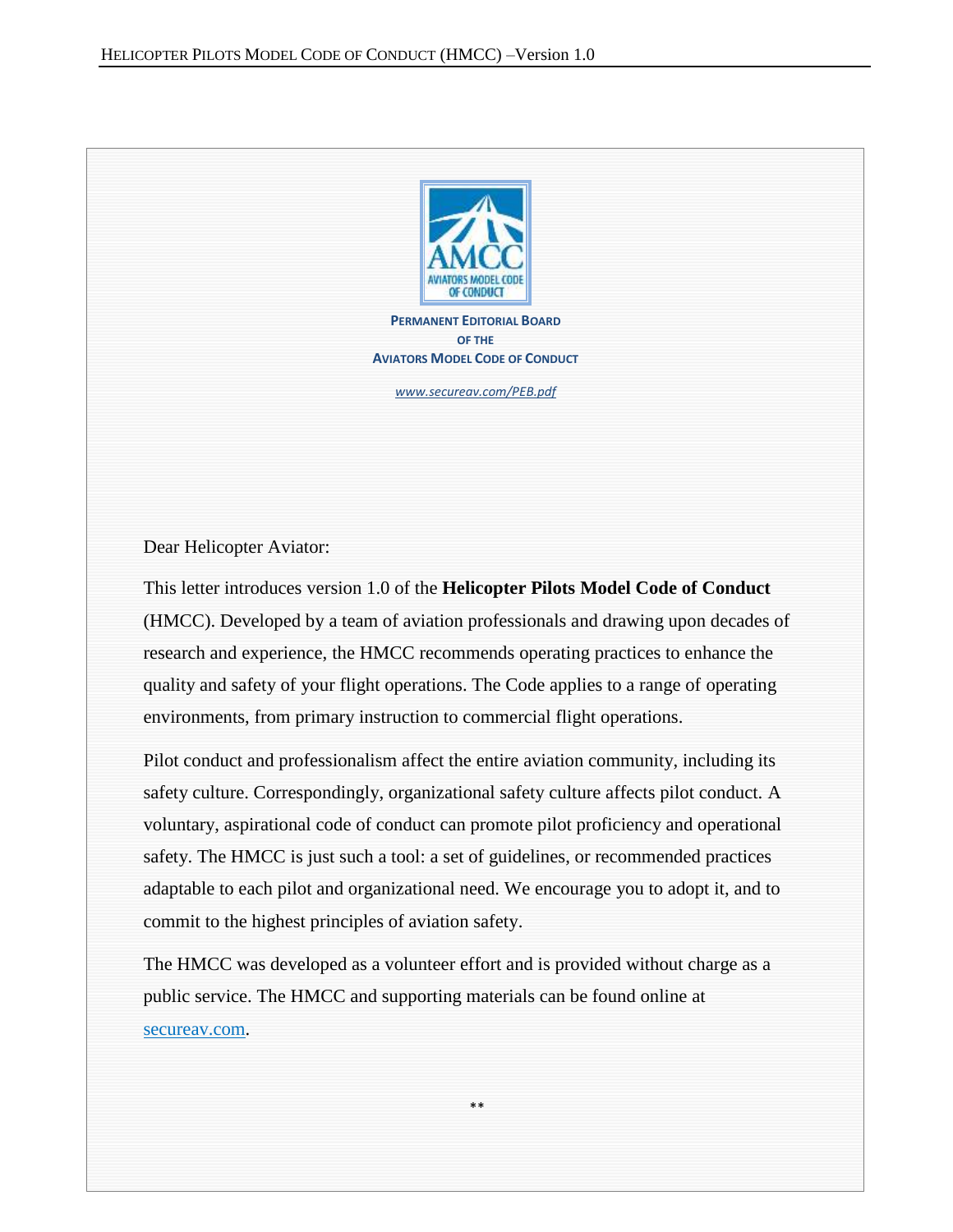**PERMANENT EDITORIAL BOARD**
**OF THE**
**AVIATORS MODEL CODE OF CONDUCT**

*www.secureav.com/PEB.pdf*

Dear Helicopter Aviator:

This letter introduces version 1.0 of the **Helicopter Pilots Model Code of Conduct** (HMCC). Developed by a team of aviation professionals and drawing upon decades of research and experience, the HMCC recommends operating practices to enhance the quality and safety of your flight operations. The Code applies to a range of operating environments, from primary instruction to commercial flight operations.

Pilot conduct and professionalism affect the entire aviation community, including its safety culture. Correspondingly, organizational safety culture affects pilot conduct. A voluntary, aspirational code of conduct can promote pilot proficiency and operational safety. The HMCC is just such a tool: a set of guidelines, or recommended practices adaptable to each pilot and organizational need. We encourage you to adopt it, and to commit to the highest principles of aviation safety.

The HMCC was developed as a volunteer effort and is provided without charge as a public service. The HMCC and supporting materials can be found online at secureav.com.

**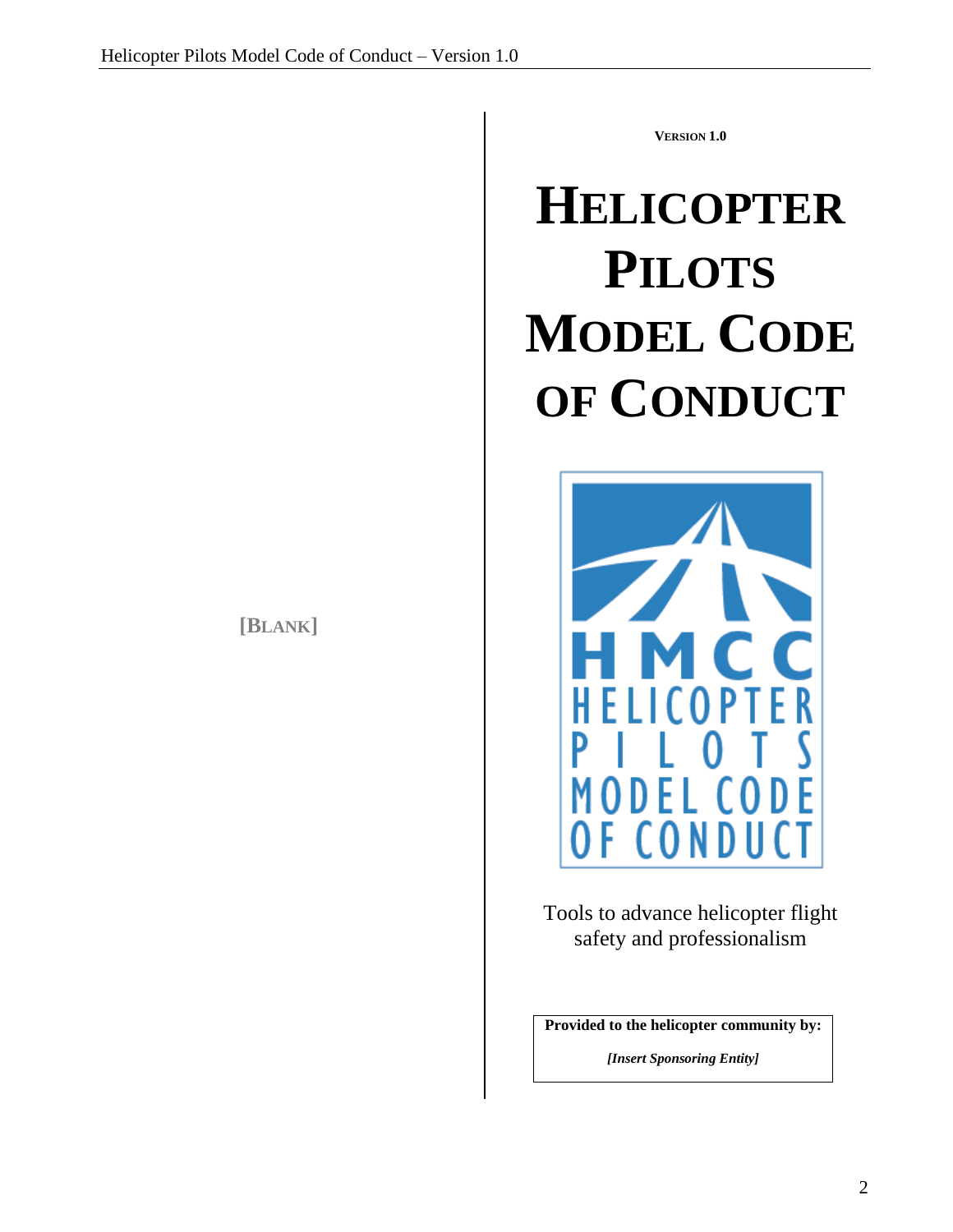[BLANK]

**VERSION 1.0**

# HELICOPTER PILOTS MODEL CODE OF CONDUCT

Tools to advance helicopter flight safety and professionalism

**Provided to the helicopter community by:**

***[Insert Sponsoring Entity]***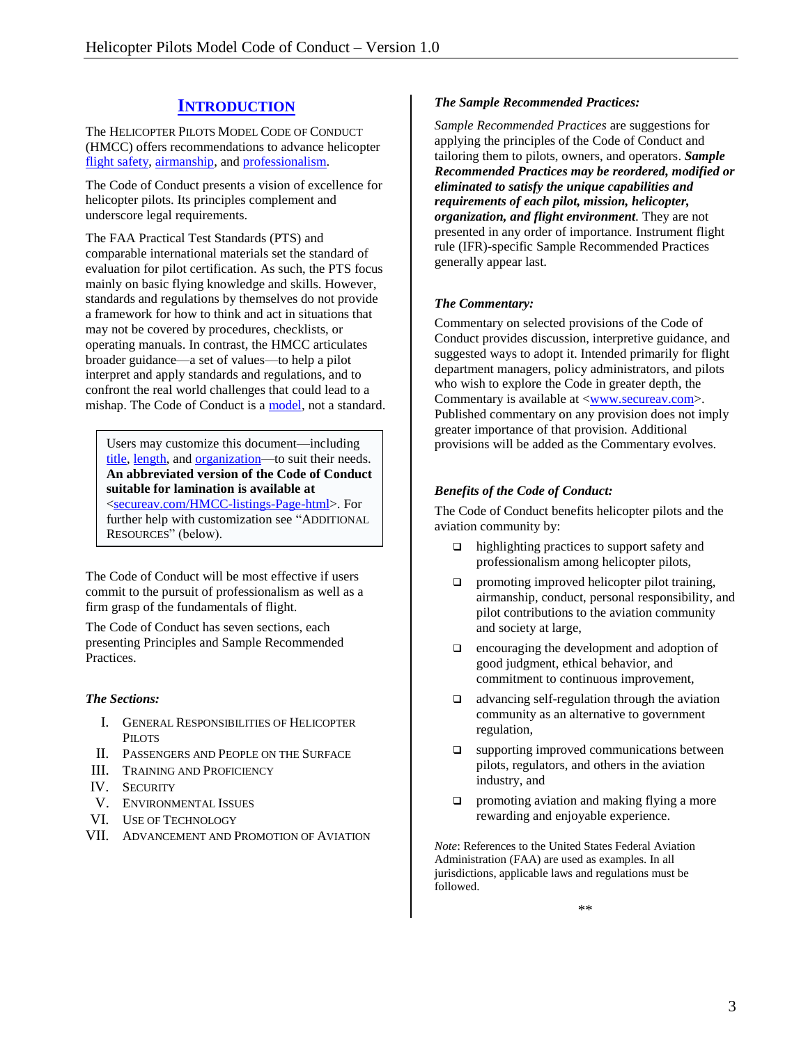## INTRODUCTION

The HELICOPTER PILOTS MODEL CODE OF CONDUCT (HMCC) offers recommendations to advance helicopter flight safety, airmanship, and professionalism.

The Code of Conduct presents a vision of excellence for helicopter pilots. Its principles complement and underscore legal requirements.

The FAA Practical Test Standards (PTS) and comparable international materials set the standard of evaluation for pilot certification. As such, the PTS focus mainly on basic flying knowledge and skills. However, standards and regulations by themselves do not provide a framework for how to think and act in situations that may not be covered by procedures, checklists, or operating manuals. In contrast, the HMCC articulates broader guidance—a set of values—to help a pilot interpret and apply standards and regulations, and to confront the real world challenges that could lead to a mishap. The Code of Conduct is a model, not a standard.

> Users may customize this document—including title, length, and organization—to suit their needs. **An abbreviated version of the Code of Conduct suitable for lamination is available at** <secureav.com/HMCC-listings-Page-html>. For further help with customization see "ADDITIONAL RESOURCES" (below).

The Code of Conduct will be most effective if users commit to the pursuit of professionalism as well as a firm grasp of the fundamentals of flight.

The Code of Conduct has seven sections, each presenting Principles and Sample Recommended Practices.

### *The Sections:*

I. GENERAL RESPONSIBILITIES OF HELICOPTER PILOTS
II. PASSENGERS AND PEOPLE ON THE SURFACE
III. TRAINING AND PROFICIENCY
IV. SECURITY
V. ENVIRONMENTAL ISSUES
VI. USE OF TECHNOLOGY
VII. ADVANCEMENT AND PROMOTION OF AVIATION

### *The Sample Recommended Practices:*

*Sample Recommended Practices* are suggestions for applying the principles of the Code of Conduct and tailoring them to pilots, owners, and operators. ***Sample Recommended Practices may be reordered, modified or eliminated to satisfy the unique capabilities and requirements of each pilot, mission, helicopter, organization, and flight environment.*** They are not presented in any order of importance. Instrument flight rule (IFR)-specific Sample Recommended Practices generally appear last.

### *The Commentary:*

Commentary on selected provisions of the Code of Conduct provides discussion, interpretive guidance, and suggested ways to adopt it. Intended primarily for flight department managers, policy administrators, and pilots who wish to explore the Code in greater depth, the Commentary is available at <www.secureav.com>. Published commentary on any provision does not imply greater importance of that provision. Additional provisions will be added as the Commentary evolves.

### *Benefits of the Code of Conduct:*

The Code of Conduct benefits helicopter pilots and the aviation community by:

- highlighting practices to support safety and professionalism among helicopter pilots,
- promoting improved helicopter pilot training, airmanship, conduct, personal responsibility, and pilot contributions to the aviation community and society at large,
- encouraging the development and adoption of good judgment, ethical behavior, and commitment to continuous improvement,
- advancing self-regulation through the aviation community as an alternative to government regulation,
- supporting improved communications between pilots, regulators, and others in the aviation industry, and
- promoting aviation and making flying a more rewarding and enjoyable experience.

*Note*: References to the United States Federal Aviation Administration (FAA) are used as examples. In all jurisdictions, applicable laws and regulations must be followed.

**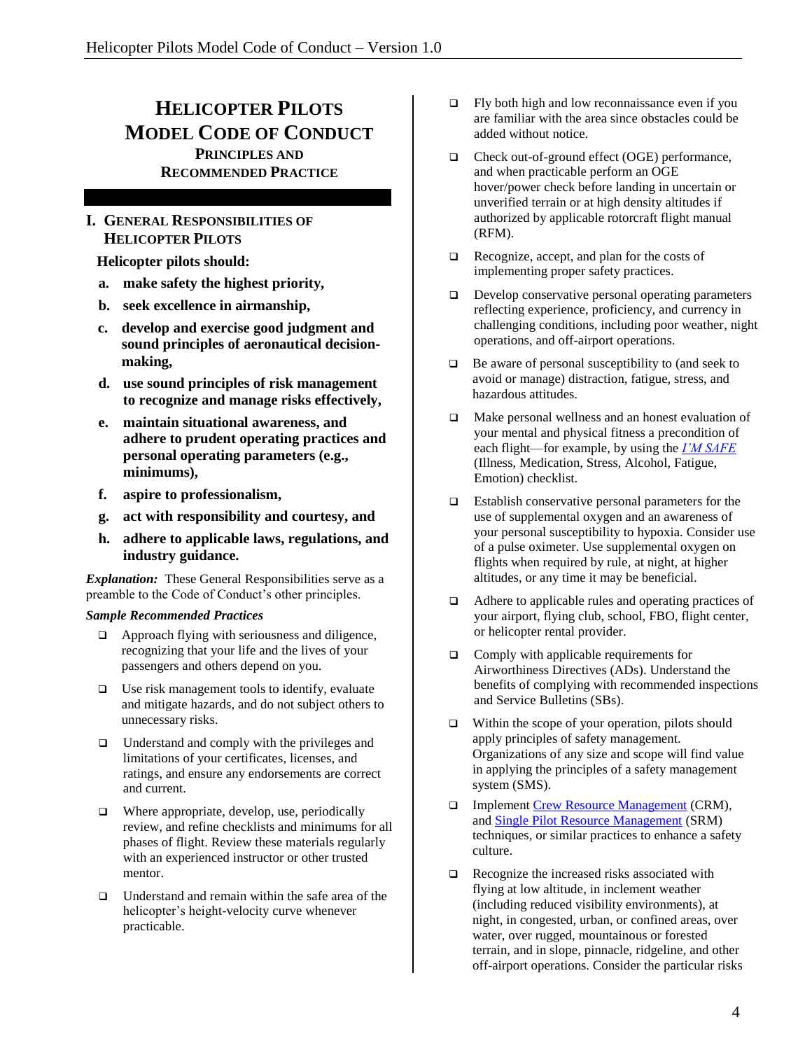# Helicopter Pilots Model Code of Conduct

## Principles and Recommended Practice

## I. General Responsibilities of Helicopter Pilots

**Helicopter pilots should:**

**a. make safety the highest priority,**

**b. seek excellence in airmanship,**

**c. develop and exercise good judgment and sound principles of aeronautical decision-making,**

**d. use sound principles of risk management to recognize and manage risks effectively,**

**e. maintain situational awareness, and adhere to prudent operating practices and personal operating parameters (e.g., minimums),**

**f. aspire to professionalism,**

**g. act with responsibility and courtesy, and**

**h. adhere to applicable laws, regulations, and industry guidance.**

***Explanation:*** These General Responsibilities serve as a preamble to the Code of Conduct's other principles.

***Sample Recommended Practices***

- Approach flying with seriousness and diligence, recognizing that your life and the lives of your passengers and others depend on you.
- Use risk management tools to identify, evaluate and mitigate hazards, and do not subject others to unnecessary risks.
- Understand and comply with the privileges and limitations of your certificates, licenses, and ratings, and ensure any endorsements are correct and current.
- Where appropriate, develop, use, periodically review, and refine checklists and minimums for all phases of flight. Review these materials regularly with an experienced instructor or other trusted mentor.
- Understand and remain within the safe area of the helicopter's height-velocity curve whenever practicable.
- Fly both high and low reconnaissance even if you are familiar with the area since obstacles could be added without notice.
- Check out-of-ground effect (OGE) performance, and when practicable perform an OGE hover/power check before landing in uncertain or unverified terrain or at high density altitudes if authorized by applicable rotorcraft flight manual (RFM).
- Recognize, accept, and plan for the costs of implementing proper safety practices.
- Develop conservative personal operating parameters reflecting experience, proficiency, and currency in challenging conditions, including poor weather, night operations, and off-airport operations.
- Be aware of personal susceptibility to (and seek to avoid or manage) distraction, fatigue, stress, and hazardous attitudes.
- Make personal wellness and an honest evaluation of your mental and physical fitness a precondition of each flight—for example, by using the *I'M SAFE* (Illness, Medication, Stress, Alcohol, Fatigue, Emotion) checklist.
- Establish conservative personal parameters for the use of supplemental oxygen and an awareness of your personal susceptibility to hypoxia. Consider use of a pulse oximeter. Use supplemental oxygen on flights when required by rule, at night, at higher altitudes, or any time it may be beneficial.
- Adhere to applicable rules and operating practices of your airport, flying club, school, FBO, flight center, or helicopter rental provider.
- Comply with applicable requirements for Airworthiness Directives (ADs). Understand the benefits of complying with recommended inspections and Service Bulletins (SBs).
- Within the scope of your operation, pilots should apply principles of safety management. Organizations of any size and scope will find value in applying the principles of a safety management system (SMS).
- Implement Crew Resource Management (CRM), and Single Pilot Resource Management (SRM) techniques, or similar practices to enhance a safety culture.
- Recognize the increased risks associated with flying at low altitude, in inclement weather (including reduced visibility environments), at night, in congested, urban, or confined areas, over water, over rugged, mountainous or forested terrain, and in slope, pinnacle, ridgeline, and other off-airport operations. Consider the particular risks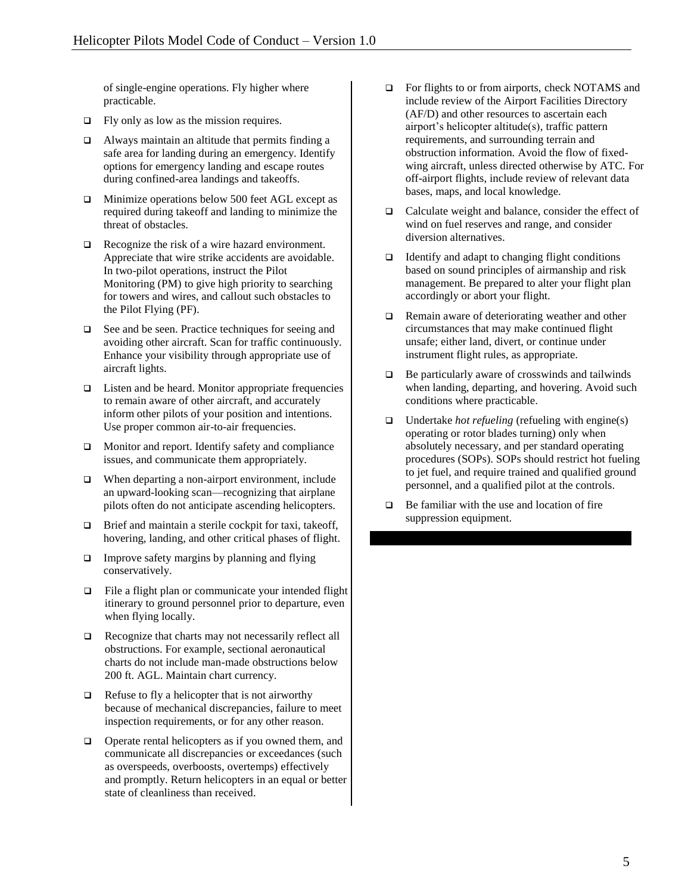of single-engine operations. Fly higher where practicable.

- Fly only as low as the mission requires.
- Always maintain an altitude that permits finding a safe area for landing during an emergency. Identify options for emergency landing and escape routes during confined-area landings and takeoffs.
- Minimize operations below 500 feet AGL except as required during takeoff and landing to minimize the threat of obstacles.
- Recognize the risk of a wire hazard environment. Appreciate that wire strike accidents are avoidable. In two-pilot operations, instruct the Pilot Monitoring (PM) to give high priority to searching for towers and wires, and callout such obstacles to the Pilot Flying (PF).
- See and be seen. Practice techniques for seeing and avoiding other aircraft. Scan for traffic continuously. Enhance your visibility through appropriate use of aircraft lights.
- Listen and be heard. Monitor appropriate frequencies to remain aware of other aircraft, and accurately inform other pilots of your position and intentions. Use proper common air-to-air frequencies.
- Monitor and report. Identify safety and compliance issues, and communicate them appropriately.
- When departing a non-airport environment, include an upward-looking scan—recognizing that airplane pilots often do not anticipate ascending helicopters.
- Brief and maintain a sterile cockpit for taxi, takeoff, hovering, landing, and other critical phases of flight.
- Improve safety margins by planning and flying conservatively.
- File a flight plan or communicate your intended flight itinerary to ground personnel prior to departure, even when flying locally.
- Recognize that charts may not necessarily reflect all obstructions. For example, sectional aeronautical charts do not include man-made obstructions below 200 ft. AGL. Maintain chart currency.
- Refuse to fly a helicopter that is not airworthy because of mechanical discrepancies, failure to meet inspection requirements, or for any other reason.
- Operate rental helicopters as if you owned them, and communicate all discrepancies or exceedances (such as overspeeds, overboosts, overtemps) effectively and promptly. Return helicopters in an equal or better state of cleanliness than received.
- For flights to or from airports, check NOTAMS and include review of the Airport Facilities Directory (AF/D) and other resources to ascertain each airport's helicopter altitude(s), traffic pattern requirements, and surrounding terrain and obstruction information. Avoid the flow of fixed-wing aircraft, unless directed otherwise by ATC. For off-airport flights, include review of relevant data bases, maps, and local knowledge.
- Calculate weight and balance, consider the effect of wind on fuel reserves and range, and consider diversion alternatives.
- Identify and adapt to changing flight conditions based on sound principles of airmanship and risk management. Be prepared to alter your flight plan accordingly or abort your flight.
- Remain aware of deteriorating weather and other circumstances that may make continued flight unsafe; either land, divert, or continue under instrument flight rules, as appropriate.
- Be particularly aware of crosswinds and tailwinds when landing, departing, and hovering. Avoid such conditions where practicable.
- Undertake *hot refueling* (refueling with engine(s) operating or rotor blades turning) only when absolutely necessary, and per standard operating procedures (SOPs). SOPs should restrict hot fueling to jet fuel, and require trained and qualified ground personnel, and a qualified pilot at the controls.
- Be familiar with the use and location of fire suppression equipment.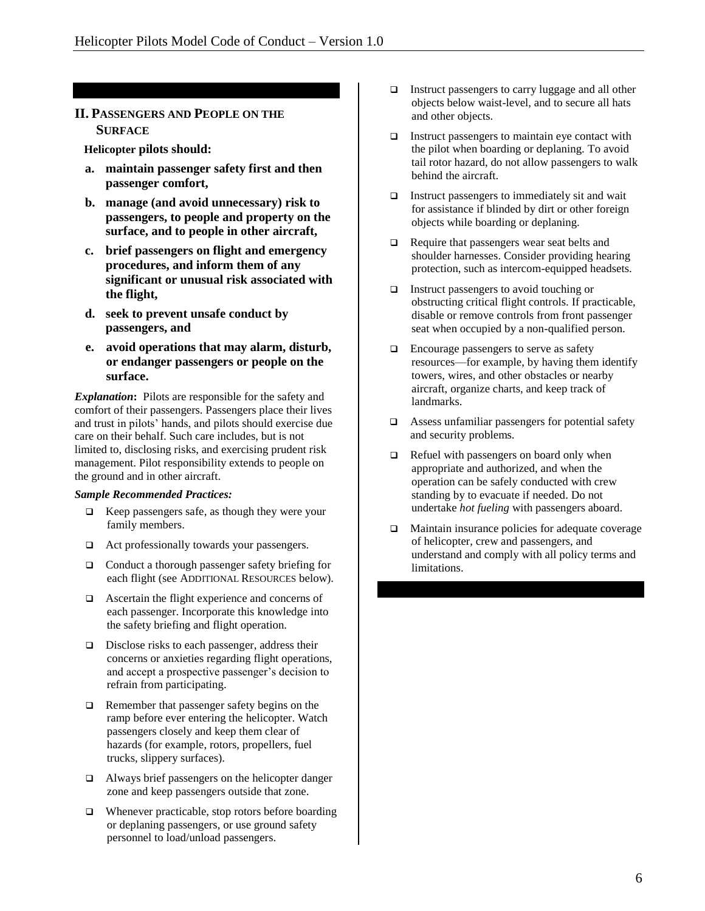## II. PASSENGERS AND PEOPLE ON THE SURFACE

**Helicopter pilots should:**

**a. maintain passenger safety first and then passenger comfort,**

**b. manage (and avoid unnecessary) risk to passengers, to people and property on the surface, and to people in other aircraft,**

**c. brief passengers on flight and emergency procedures, and inform them of any significant or unusual risk associated with the flight,**

**d. seek to prevent unsafe conduct by passengers, and**

**e. avoid operations that may alarm, disturb, or endanger passengers or people on the surface.**

***Explanation*:** Pilots are responsible for the safety and comfort of their passengers. Passengers place their lives and trust in pilots' hands, and pilots should exercise due care on their behalf. Such care includes, but is not limited to, disclosing risks, and exercising prudent risk management. Pilot responsibility extends to people on the ground and in other aircraft.

***Sample Recommended Practices:***

- Keep passengers safe, as though they were your family members.
- Act professionally towards your passengers.
- Conduct a thorough passenger safety briefing for each flight (see ADDITIONAL RESOURCES below).
- Ascertain the flight experience and concerns of each passenger. Incorporate this knowledge into the safety briefing and flight operation.
- Disclose risks to each passenger, address their concerns or anxieties regarding flight operations, and accept a prospective passenger's decision to refrain from participating.
- Remember that passenger safety begins on the ramp before ever entering the helicopter. Watch passengers closely and keep them clear of hazards (for example, rotors, propellers, fuel trucks, slippery surfaces).
- Always brief passengers on the helicopter danger zone and keep passengers outside that zone.
- Whenever practicable, stop rotors before boarding or deplaning passengers, or use ground safety personnel to load/unload passengers.
- Instruct passengers to carry luggage and all other objects below waist-level, and to secure all hats and other objects.
- Instruct passengers to maintain eye contact with the pilot when boarding or deplaning. To avoid tail rotor hazard, do not allow passengers to walk behind the aircraft.
- Instruct passengers to immediately sit and wait for assistance if blinded by dirt or other foreign objects while boarding or deplaning.
- Require that passengers wear seat belts and shoulder harnesses. Consider providing hearing protection, such as intercom-equipped headsets.
- Instruct passengers to avoid touching or obstructing critical flight controls. If practicable, disable or remove controls from front passenger seat when occupied by a non-qualified person.
- Encourage passengers to serve as safety resources—for example, by having them identify towers, wires, and other obstacles or nearby aircraft, organize charts, and keep track of landmarks.
- Assess unfamiliar passengers for potential safety and security problems.
- Refuel with passengers on board only when appropriate and authorized, and when the operation can be safely conducted with crew standing by to evacuate if needed. Do not undertake *hot fueling* with passengers aboard.
- Maintain insurance policies for adequate coverage of helicopter, crew and passengers, and understand and comply with all policy terms and limitations.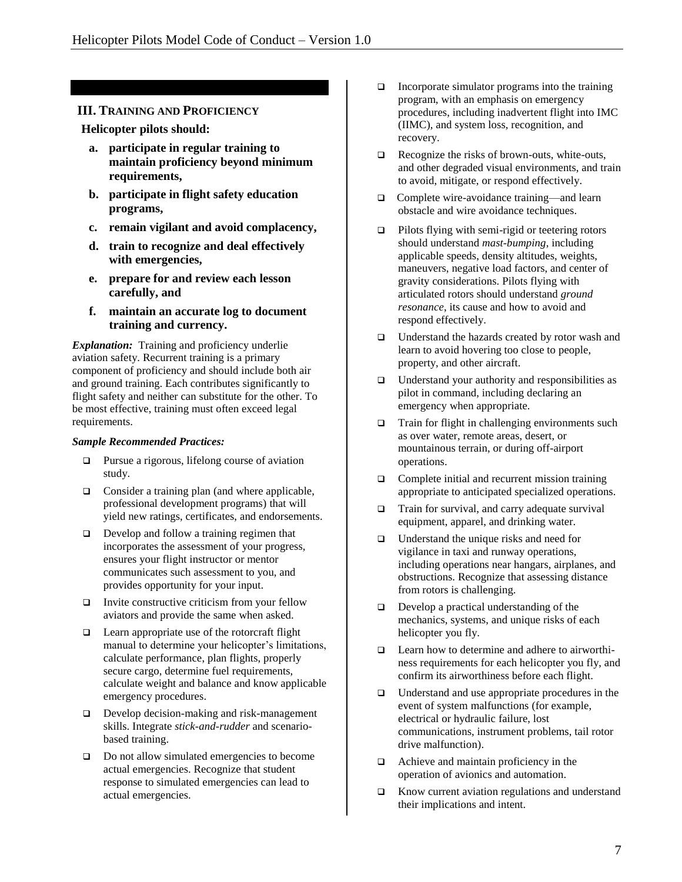## III. Training and Proficiency

**Helicopter pilots should:**

**a. participate in regular training to maintain proficiency beyond minimum requirements,**

**b. participate in flight safety education programs,**

**c. remain vigilant and avoid complacency,**

**d. train to recognize and deal effectively with emergencies,**

**e. prepare for and review each lesson carefully, and**

**f. maintain an accurate log to document training and currency.**

***Explanation:*** Training and proficiency underlie aviation safety. Recurrent training is a primary component of proficiency and should include both air and ground training. Each contributes significantly to flight safety and neither can substitute for the other. To be most effective, training must often exceed legal requirements.

***Sample Recommended Practices:***

- ❑ Pursue a rigorous, lifelong course of aviation study.
- ❑ Consider a training plan (and where applicable, professional development programs) that will yield new ratings, certificates, and endorsements.
- ❑ Develop and follow a training regimen that incorporates the assessment of your progress, ensures your flight instructor or mentor communicates such assessment to you, and provides opportunity for your input.
- ❑ Invite constructive criticism from your fellow aviators and provide the same when asked.
- ❑ Learn appropriate use of the rotorcraft flight manual to determine your helicopter's limitations, calculate performance, plan flights, properly secure cargo, determine fuel requirements, calculate weight and balance and know applicable emergency procedures.
- ❑ Develop decision-making and risk-management skills. Integrate *stick-and-rudder* and scenario-based training.
- ❑ Do not allow simulated emergencies to become actual emergencies. Recognize that student response to simulated emergencies can lead to actual emergencies.
- ❑ Incorporate simulator programs into the training program, with an emphasis on emergency procedures, including inadvertent flight into IMC (IIMC), and system loss, recognition, and recovery.
- ❑ Recognize the risks of brown-outs, white-outs, and other degraded visual environments, and train to avoid, mitigate, or respond effectively.
- ❑ Complete wire-avoidance training—and learn obstacle and wire avoidance techniques.
- ❑ Pilots flying with semi-rigid or teetering rotors should understand *mast-bumping*, including applicable speeds, density altitudes, weights, maneuvers, negative load factors, and center of gravity considerations. Pilots flying with articulated rotors should understand *ground resonance*, its cause and how to avoid and respond effectively.
- ❑ Understand the hazards created by rotor wash and learn to avoid hovering too close to people, property, and other aircraft.
- ❑ Understand your authority and responsibilities as pilot in command, including declaring an emergency when appropriate.
- ❑ Train for flight in challenging environments such as over water, remote areas, desert, or mountainous terrain, or during off-airport operations.
- ❑ Complete initial and recurrent mission training appropriate to anticipated specialized operations.
- ❑ Train for survival, and carry adequate survival equipment, apparel, and drinking water.
- ❑ Understand the unique risks and need for vigilance in taxi and runway operations, including operations near hangars, airplanes, and obstructions. Recognize that assessing distance from rotors is challenging.
- ❑ Develop a practical understanding of the mechanics, systems, and unique risks of each helicopter you fly.
- ❑ Learn how to determine and adhere to airworthiness requirements for each helicopter you fly, and confirm its airworthiness before each flight.
- ❑ Understand and use appropriate procedures in the event of system malfunctions (for example, electrical or hydraulic failure, lost communications, instrument problems, tail rotor drive malfunction).
- ❑ Achieve and maintain proficiency in the operation of avionics and automation.
- ❑ Know current aviation regulations and understand their implications and intent.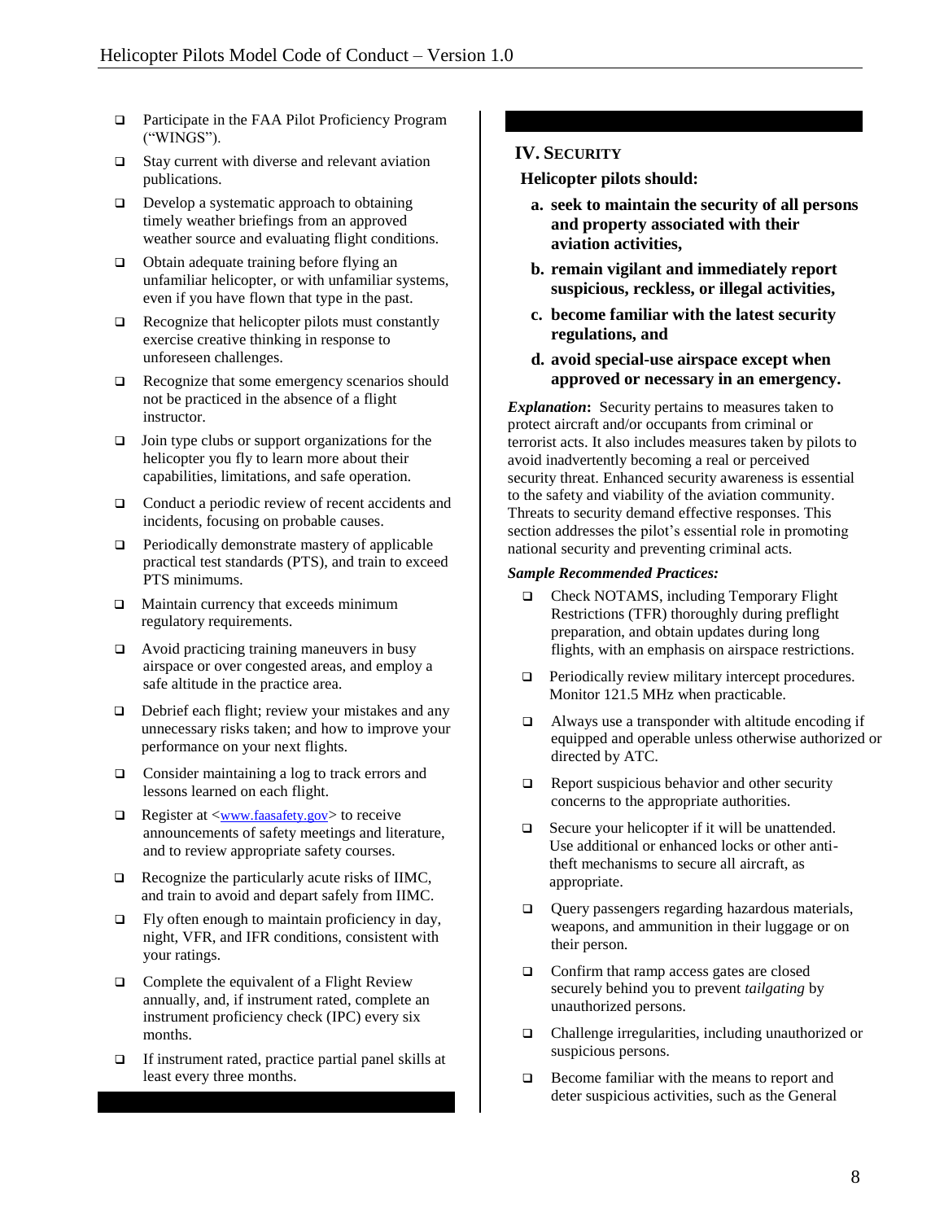- Participate in the FAA Pilot Proficiency Program ("WINGS").
- Stay current with diverse and relevant aviation publications.
- Develop a systematic approach to obtaining timely weather briefings from an approved weather source and evaluating flight conditions.
- Obtain adequate training before flying an unfamiliar helicopter, or with unfamiliar systems, even if you have flown that type in the past.
- Recognize that helicopter pilots must constantly exercise creative thinking in response to unforeseen challenges.
- Recognize that some emergency scenarios should not be practiced in the absence of a flight instructor.
- Join type clubs or support organizations for the helicopter you fly to learn more about their capabilities, limitations, and safe operation.
- Conduct a periodic review of recent accidents and incidents, focusing on probable causes.
- Periodically demonstrate mastery of applicable practical test standards (PTS), and train to exceed PTS minimums.
- Maintain currency that exceeds minimum regulatory requirements.
- Avoid practicing training maneuvers in busy airspace or over congested areas, and employ a safe altitude in the practice area.
- Debrief each flight; review your mistakes and any unnecessary risks taken; and how to improve your performance on your next flights.
- Consider maintaining a log to track errors and lessons learned on each flight.
- Register at <www.faasafety.gov> to receive announcements of safety meetings and literature, and to review appropriate safety courses.
- Recognize the particularly acute risks of IIMC, and train to avoid and depart safely from IIMC.
- Fly often enough to maintain proficiency in day, night, VFR, and IFR conditions, consistent with your ratings.
- Complete the equivalent of a Flight Review annually, and, if instrument rated, complete an instrument proficiency check (IPC) every six months.
- If instrument rated, practice partial panel skills at least every three months.

## IV. Security

**Helicopter pilots should:**

**a. seek to maintain the security of all persons and property associated with their aviation activities,**

**b. remain vigilant and immediately report suspicious, reckless, or illegal activities,**

**c. become familiar with the latest security regulations, and**

**d. avoid special-use airspace except when approved or necessary in an emergency.**

***Explanation*:** Security pertains to measures taken to protect aircraft and/or occupants from criminal or terrorist acts. It also includes measures taken by pilots to avoid inadvertently becoming a real or perceived security threat. Enhanced security awareness is essential to the safety and viability of the aviation community. Threats to security demand effective responses. This section addresses the pilot's essential role in promoting national security and preventing criminal acts.

***Sample Recommended Practices:***

- Check NOTAMS, including Temporary Flight Restrictions (TFR) thoroughly during preflight preparation, and obtain updates during long flights, with an emphasis on airspace restrictions.
- Periodically review military intercept procedures. Monitor 121.5 MHz when practicable.
- Always use a transponder with altitude encoding if equipped and operable unless otherwise authorized or directed by ATC.
- Report suspicious behavior and other security concerns to the appropriate authorities.
- Secure your helicopter if it will be unattended. Use additional or enhanced locks or other anti-theft mechanisms to secure all aircraft, as appropriate.
- Query passengers regarding hazardous materials, weapons, and ammunition in their luggage or on their person.
- Confirm that ramp access gates are closed securely behind you to prevent *tailgating* by unauthorized persons.
- Challenge irregularities, including unauthorized or suspicious persons.
- Become familiar with the means to report and deter suspicious activities, such as the General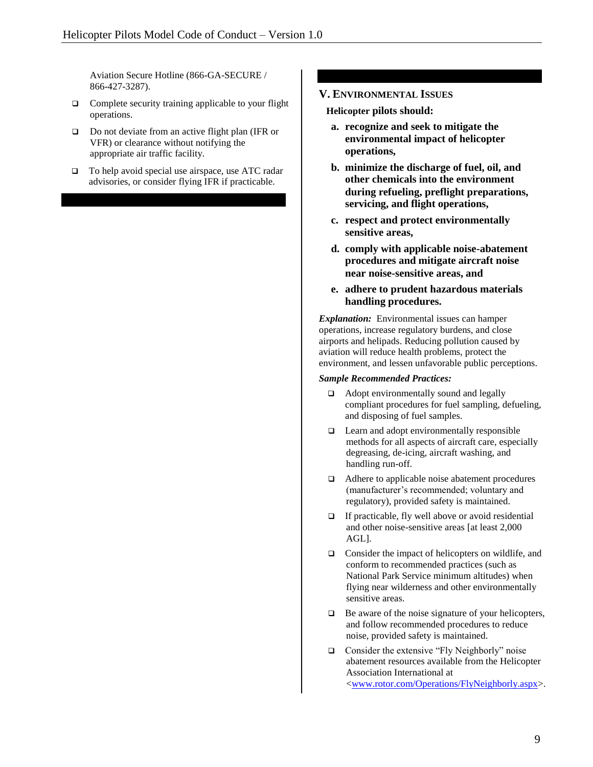Aviation Secure Hotline (866-GA-SECURE / 866-427-3287).

- Complete security training applicable to your flight operations.
- Do not deviate from an active flight plan (IFR or VFR) or clearance without notifying the appropriate air traffic facility.
- To help avoid special use airspace, use ATC radar advisories, or consider flying IFR if practicable.

## V. Environmental Issues

**Helicopter pilots should:**

**a. recognize and seek to mitigate the environmental impact of helicopter operations,**

**b. minimize the discharge of fuel, oil, and other chemicals into the environment during refueling, preflight preparations, servicing, and flight operations,**

**c. respect and protect environmentally sensitive areas,**

**d. comply with applicable noise-abatement procedures and mitigate aircraft noise near noise-sensitive areas, and**

**e. adhere to prudent hazardous materials handling procedures.**

***Explanation:*** Environmental issues can hamper operations, increase regulatory burdens, and close airports and helipads. Reducing pollution caused by aviation will reduce health problems, protect the environment, and lessen unfavorable public perceptions.

***Sample Recommended Practices:***

- Adopt environmentally sound and legally compliant procedures for fuel sampling, defueling, and disposing of fuel samples.
- Learn and adopt environmentally responsible methods for all aspects of aircraft care, especially degreasing, de-icing, aircraft washing, and handling run-off.
- Adhere to applicable noise abatement procedures (manufacturer's recommended; voluntary and regulatory), provided safety is maintained.
- If practicable, fly well above or avoid residential and other noise-sensitive areas [at least 2,000 AGL].
- Consider the impact of helicopters on wildlife, and conform to recommended practices (such as National Park Service minimum altitudes) when flying near wilderness and other environmentally sensitive areas.
- Be aware of the noise signature of your helicopters, and follow recommended procedures to reduce noise, provided safety is maintained.
- Consider the extensive "Fly Neighborly" noise abatement resources available from the Helicopter Association International at <www.rotor.com/Operations/FlyNeighborly.aspx>.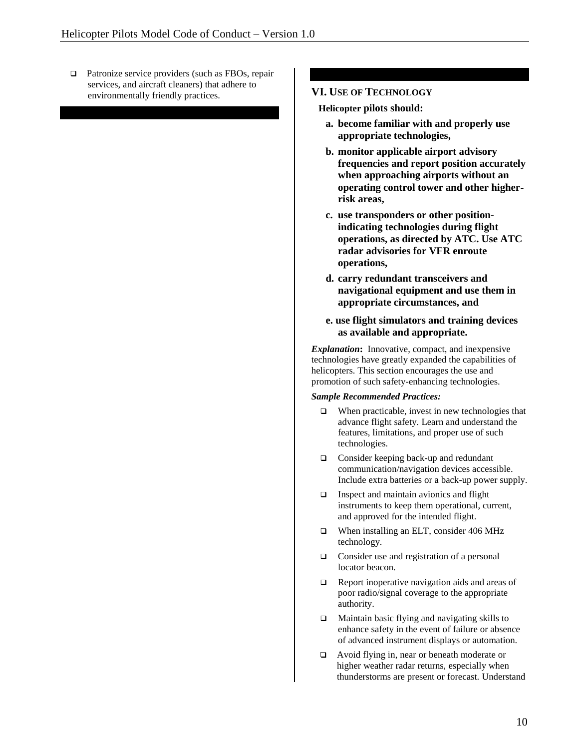- Patronize service providers (such as FBOs, repair services, and aircraft cleaners) that adhere to environmentally friendly practices.

## VI. Use of Technology

**Helicopter pilots should:**

**a. become familiar with and properly use appropriate technologies,**

**b. monitor applicable airport advisory frequencies and report position accurately when approaching airports without an operating control tower and other higher-risk areas,**

**c. use transponders or other position-indicating technologies during flight operations, as directed by ATC. Use ATC radar advisories for VFR enroute operations,**

**d. carry redundant transceivers and navigational equipment and use them in appropriate circumstances, and**

**e. use flight simulators and training devices as available and appropriate.**

***Explanation*:** Innovative, compact, and inexpensive technologies have greatly expanded the capabilities of helicopters. This section encourages the use and promotion of such safety-enhancing technologies.

***Sample Recommended Practices:***

- When practicable, invest in new technologies that advance flight safety. Learn and understand the features, limitations, and proper use of such technologies.
- Consider keeping back-up and redundant communication/navigation devices accessible. Include extra batteries or a back-up power supply.
- Inspect and maintain avionics and flight instruments to keep them operational, current, and approved for the intended flight.
- When installing an ELT, consider 406 MHz technology.
- Consider use and registration of a personal locator beacon.
- Report inoperative navigation aids and areas of poor radio/signal coverage to the appropriate authority.
- Maintain basic flying and navigating skills to enhance safety in the event of failure or absence of advanced instrument displays or automation.
- Avoid flying in, near or beneath moderate or higher weather radar returns, especially when thunderstorms are present or forecast. Understand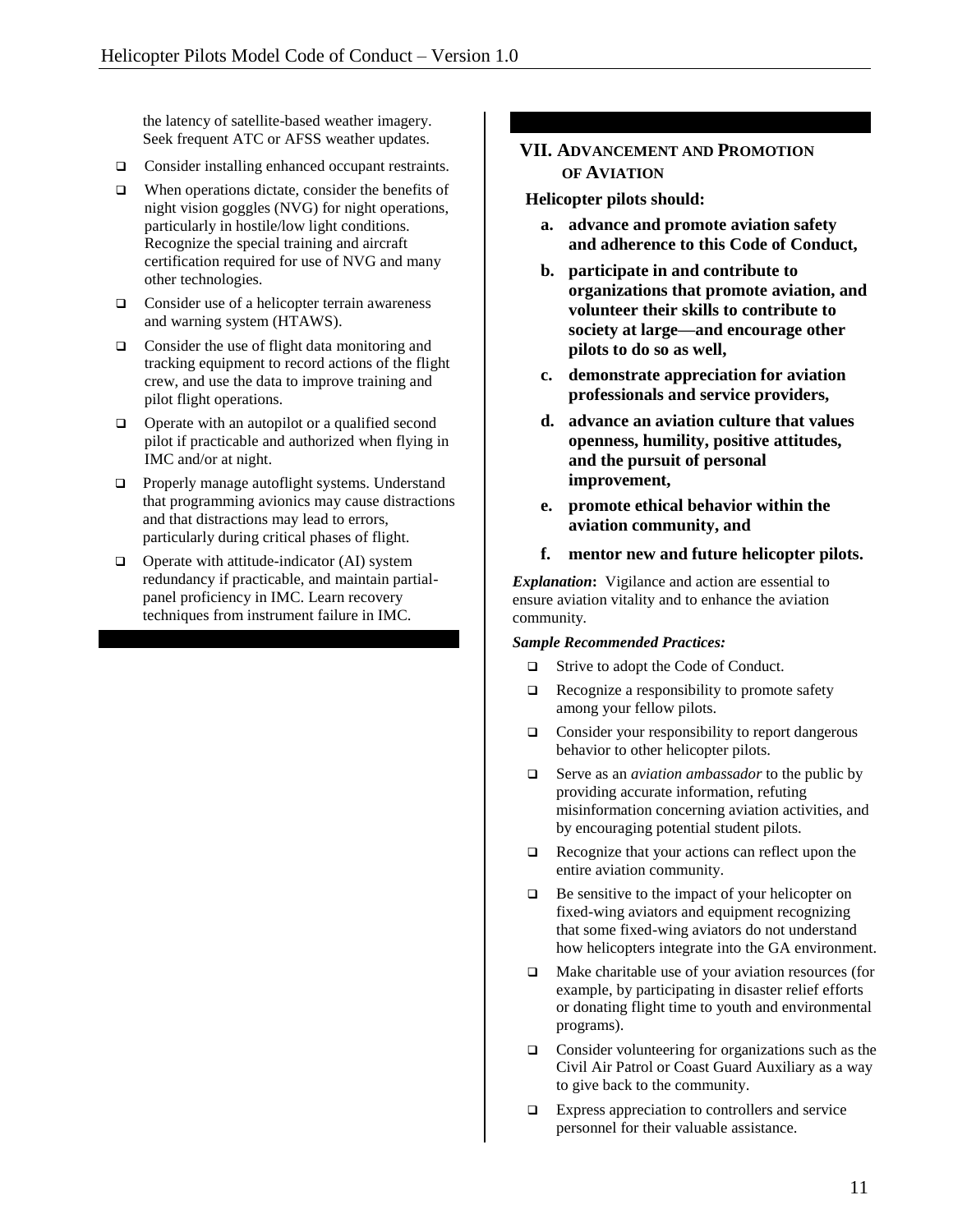the latency of satellite-based weather imagery. Seek frequent ATC or AFSS weather updates.

- ❑ Consider installing enhanced occupant restraints.
- ❑ When operations dictate, consider the benefits of night vision goggles (NVG) for night operations, particularly in hostile/low light conditions. Recognize the special training and aircraft certification required for use of NVG and many other technologies.
- ❑ Consider use of a helicopter terrain awareness and warning system (HTAWS).
- ❑ Consider the use of flight data monitoring and tracking equipment to record actions of the flight crew, and use the data to improve training and pilot flight operations.
- ❑ Operate with an autopilot or a qualified second pilot if practicable and authorized when flying in IMC and/or at night.
- ❑ Properly manage autoflight systems. Understand that programming avionics may cause distractions and that distractions may lead to errors, particularly during critical phases of flight.
- ❑ Operate with attitude-indicator (AI) system redundancy if practicable, and maintain partial-panel proficiency in IMC. Learn recovery techniques from instrument failure in IMC.

## VII. Advancement and Promotion of Aviation

**Helicopter pilots should:**

**a. advance and promote aviation safety and adherence to this Code of Conduct,**

**b. participate in and contribute to organizations that promote aviation, and volunteer their skills to contribute to society at large—and encourage other pilots to do so as well,**

**c. demonstrate appreciation for aviation professionals and service providers,**

**d. advance an aviation culture that values openness, humility, positive attitudes, and the pursuit of personal improvement,**

**e. promote ethical behavior within the aviation community, and**

**f. mentor new and future helicopter pilots.**

***Explanation*****:** Vigilance and action are essential to ensure aviation vitality and to enhance the aviation community.

***Sample Recommended Practices:***

- ❑ Strive to adopt the Code of Conduct.
- ❑ Recognize a responsibility to promote safety among your fellow pilots.
- ❑ Consider your responsibility to report dangerous behavior to other helicopter pilots.
- ❑ Serve as an *aviation ambassador* to the public by providing accurate information, refuting misinformation concerning aviation activities, and by encouraging potential student pilots.
- ❑ Recognize that your actions can reflect upon the entire aviation community.
- ❑ Be sensitive to the impact of your helicopter on fixed-wing aviators and equipment recognizing that some fixed-wing aviators do not understand how helicopters integrate into the GA environment.
- ❑ Make charitable use of your aviation resources (for example, by participating in disaster relief efforts or donating flight time to youth and environmental programs).
- ❑ Consider volunteering for organizations such as the Civil Air Patrol or Coast Guard Auxiliary as a way to give back to the community.
- ❑ Express appreciation to controllers and service personnel for their valuable assistance.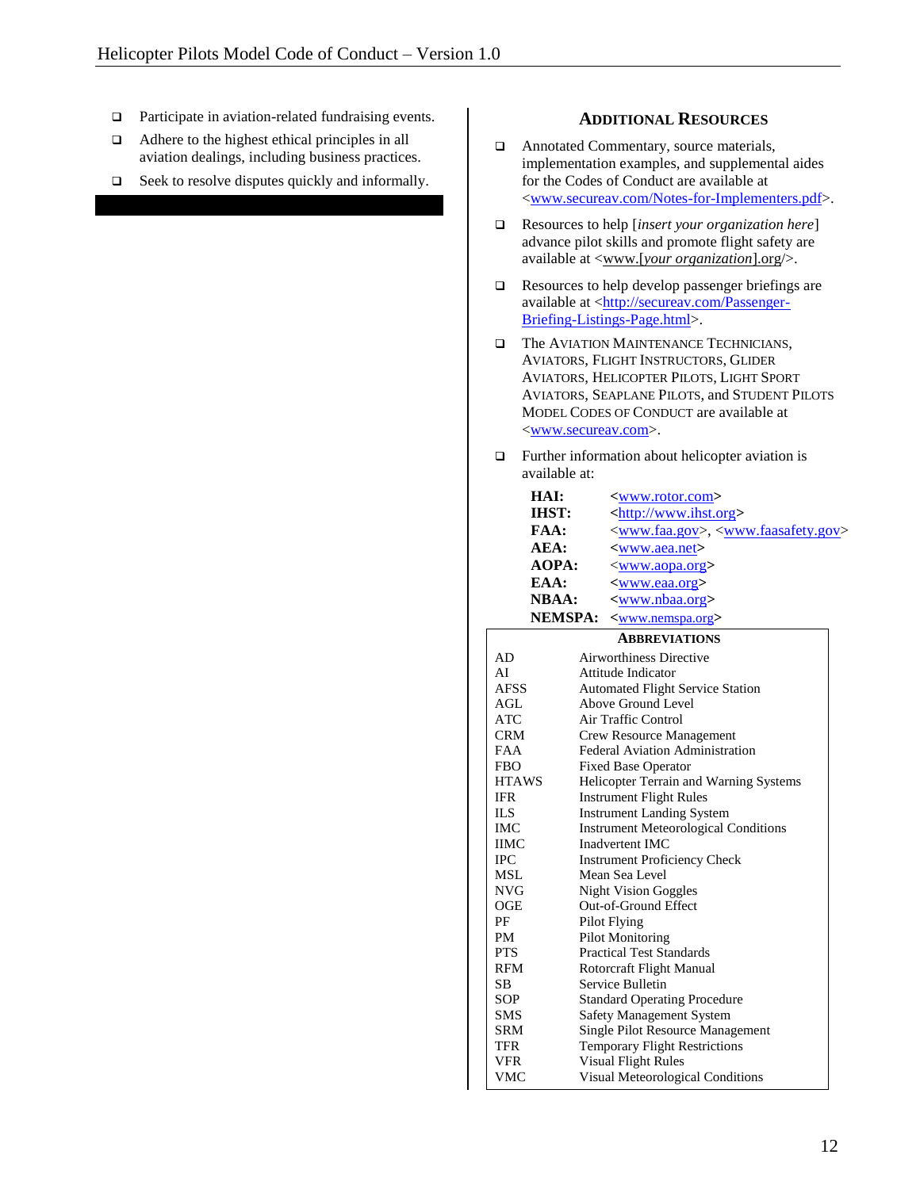- ❑ Participate in aviation-related fundraising events.
- ❑ Adhere to the highest ethical principles in all aviation dealings, including business practices.
- ❑ Seek to resolve disputes quickly and informally.

## Additional Resources

- ❑ Annotated Commentary, source materials, implementation examples, and supplemental aides for the Codes of Conduct are available at <www.secureav.com/Notes-for-Implementers.pdf>.
- ❑ Resources to help [*insert your organization here*] advance pilot skills and promote flight safety are available at <www.[*your organization*].org/>.
- ❑ Resources to help develop passenger briefings are available at <http://secureav.com/Passenger-Briefing-Listings-Page.html>.
- ❑ The Aviation Maintenance Technicians, Aviators, Flight Instructors, Glider Aviators, Helicopter Pilots, Light Sport Aviators, Seaplane Pilots, and Student Pilots Model Codes of Conduct are available at <www.secureav.com>.
- ❑ Further information about helicopter aviation is available at:

| | |
|---|---|
| **HAI:** | <www.rotor.com> |
| **IHST:** | <http://www.ihst.org> |
| **FAA:** | <www.faa.gov>, <www.faasafety.gov> |
| **AEA:** | <www.aea.net> |
| **AOPA:** | <www.aopa.org> |
| **EAA:** | <www.eaa.org> |
| **NBAA:** | <www.nbaa.org> |
| **NEMSPA:** | <www.nemspa.org> |

## Abbreviations

| | |
|---|---|
| AD | Airworthiness Directive |
| AI | Attitude Indicator |
| AFSS | Automated Flight Service Station |
| AGL | Above Ground Level |
| ATC | Air Traffic Control |
| CRM | Crew Resource Management |
| FAA | Federal Aviation Administration |
| FBO | Fixed Base Operator |
| HTAWS | Helicopter Terrain and Warning Systems |
| IFR | Instrument Flight Rules |
| ILS | Instrument Landing System |
| IMC | Instrument Meteorological Conditions |
| IIMC | Inadvertent IMC |
| IPC | Instrument Proficiency Check |
| MSL | Mean Sea Level |
| NVG | Night Vision Goggles |
| OGE | Out-of-Ground Effect |
| PF | Pilot Flying |
| PM | Pilot Monitoring |
| PTS | Practical Test Standards |
| RFM | Rotorcraft Flight Manual |
| SB | Service Bulletin |
| SOP | Standard Operating Procedure |
| SMS | Safety Management System |
| SRM | Single Pilot Resource Management |
| TFR | Temporary Flight Restrictions |
| VFR | Visual Flight Rules |
| VMC | Visual Meteorological Conditions |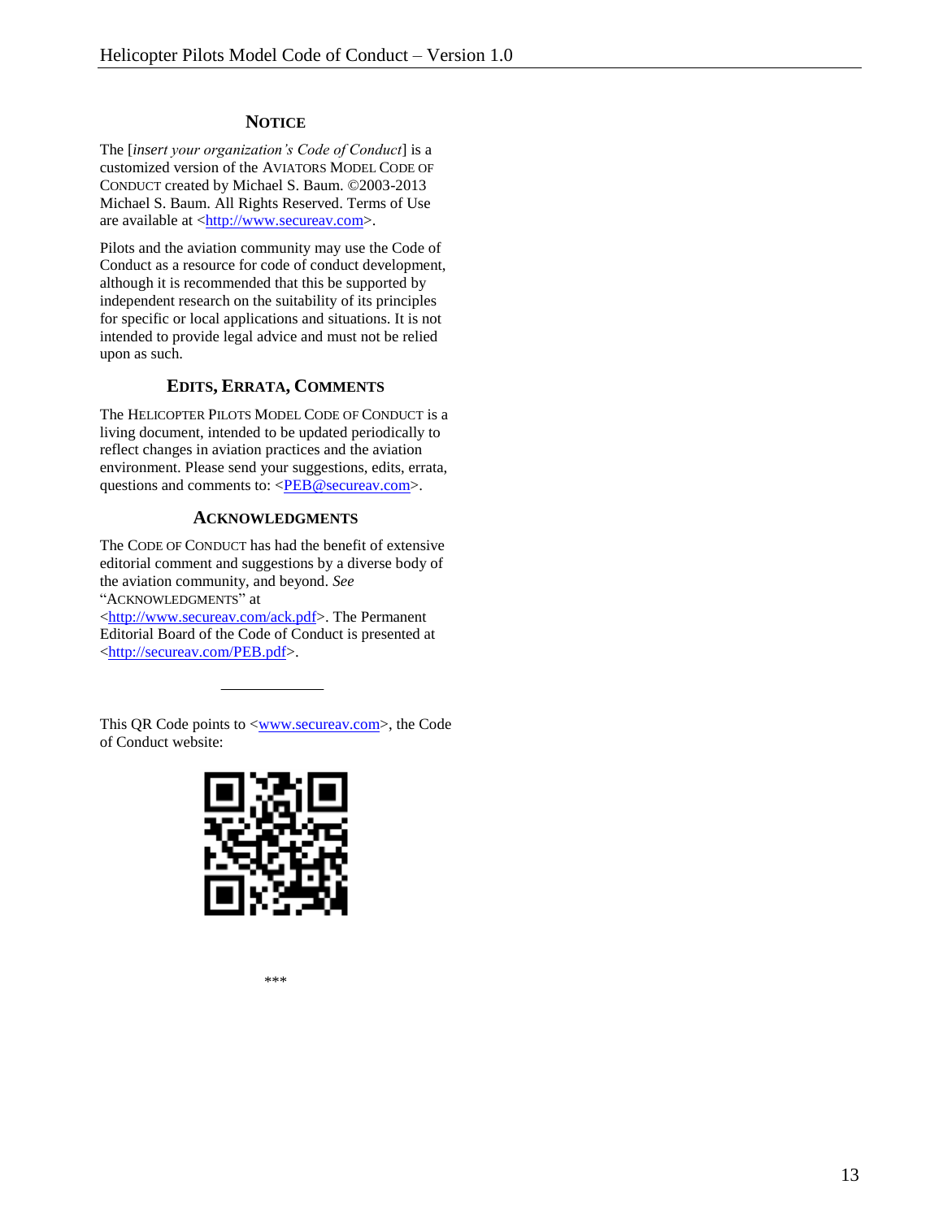## NOTICE

The [*insert your organization's Code of Conduct*] is a customized version of the AVIATORS MODEL CODE OF CONDUCT created by Michael S. Baum. ©2003-2013 Michael S. Baum. All Rights Reserved. Terms of Use are available at <http://www.secureav.com>.

Pilots and the aviation community may use the Code of Conduct as a resource for code of conduct development, although it is recommended that this be supported by independent research on the suitability of its principles for specific or local applications and situations. It is not intended to provide legal advice and must not be relied upon as such.

## EDITS, ERRATA, COMMENTS

The HELICOPTER PILOTS MODEL CODE OF CONDUCT is a living document, intended to be updated periodically to reflect changes in aviation practices and the aviation environment. Please send your suggestions, edits, errata, questions and comments to: <PEB@secureav.com>.

## ACKNOWLEDGMENTS

The CODE OF CONDUCT has had the benefit of extensive editorial comment and suggestions by a diverse body of the aviation community, and beyond. *See* "ACKNOWLEDGMENTS" at <http://www.secureav.com/ack.pdf>. The Permanent Editorial Board of the Code of Conduct is presented at <http://secureav.com/PEB.pdf>.

---

This QR Code points to <www.secureav.com>, the Code of Conduct website:

***